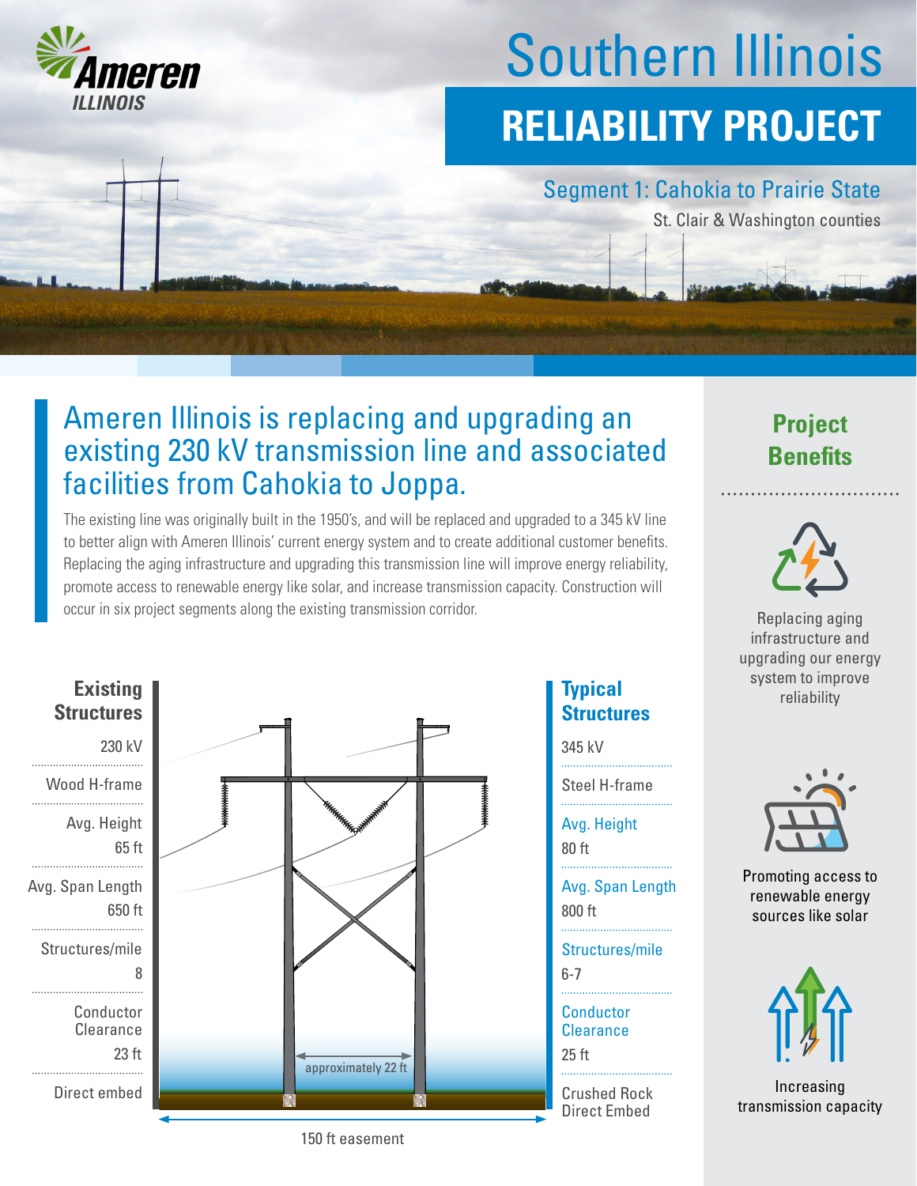Ameren ILLINOIS

# Southern Illinois

# RELIABILITY PROJECT

## Segment 1: Cahokia to Prairie State

St. Clair & Washington counties

## Ameren Illinois is replacing and upgrading an existing 230 kV transmission line and associated facilities from Cahokia to Joppa.

The existing line was originally built in the 1950's, and will be replaced and upgraded to a 345 kV line to better align with Ameren Illinois' current energy system and to create additional customer benefits. Replacing the aging infrastructure and upgrading this transmission line will improve energy reliability, promote access to renewable energy like solar, and increase transmission capacity. Construction will occur in six project segments along the existing transmission corridor.

| | Existing Structures | Typical Structures |
|---|---|---|
| Voltage | 230 kV | 345 kV |
| Type | Wood H-frame | Steel H-frame |
| Avg. Height | 65 ft | 80 ft |
| Avg. Span Length | 650 ft | 800 ft |
| Structures/mile | 8 | 6-7 |
| Conductor Clearance | 23 ft | 25 ft |
| Foundation | Direct embed | Crushed Rock Direct Embed |

approximately 22 ft

150 ft easement

### Project Benefits

- Replacing aging infrastructure and upgrading our energy system to improve reliability
- Promoting access to renewable energy sources like solar
- Increasing transmission capacity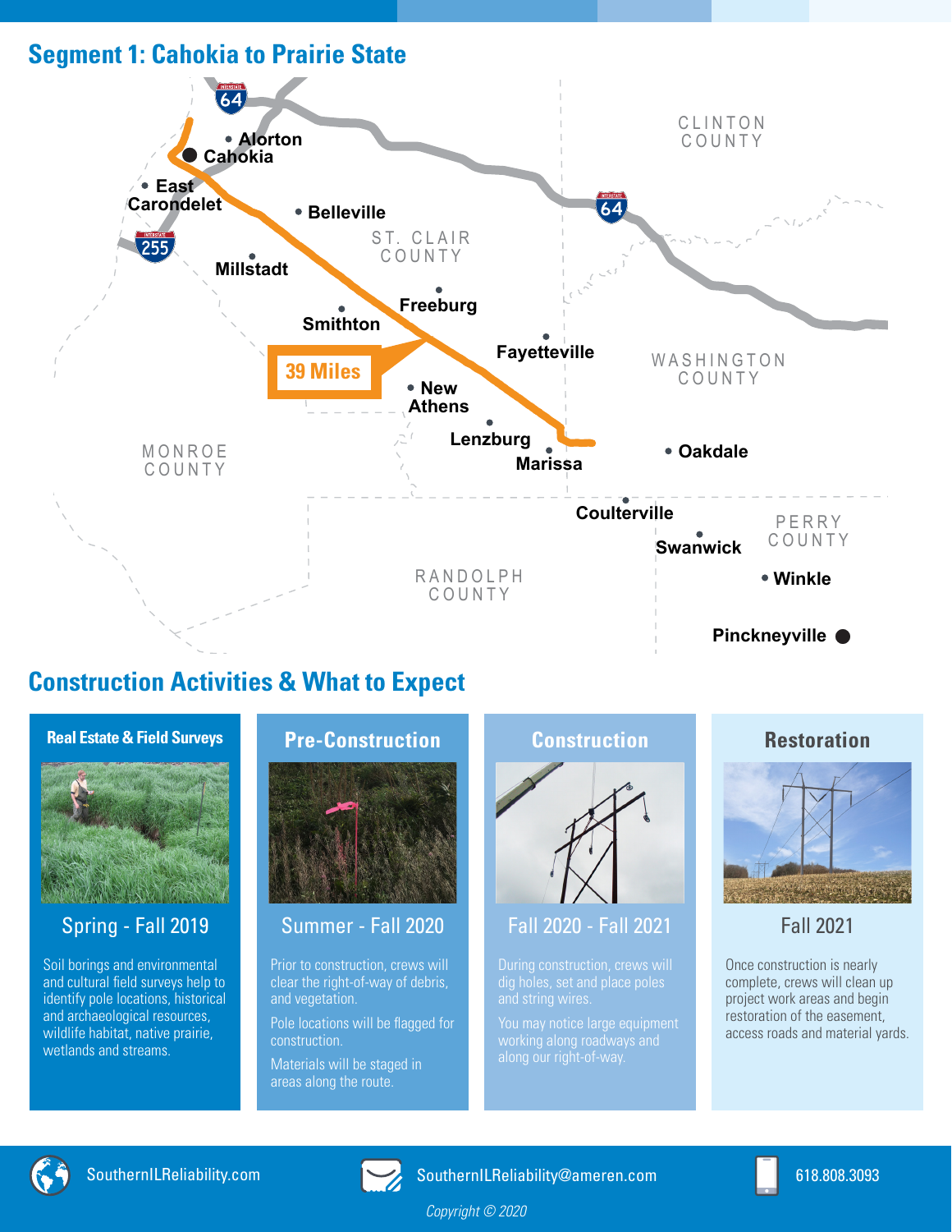## Segment 1: Cahokia to Prairie State

64
Alorton
Cahokia
East Carondelet
255
Belleville
ST. CLAIR COUNTY
Millstadt
Freeburg
Smithton
39 Miles
Fayetteville
New Athens
Lenzburg
Marissa
Oakdale
CLINTON COUNTY
WASHINGTON COUNTY
MONROE COUNTY
Coulterville
Swanwick
PERRY COUNTY
Winkle
RANDOLPH COUNTY
Pinckneyville

## Construction Activities & What to Expect

### Real Estate & Field Surveys

Spring - Fall 2019

Soil borings and environmental and cultural field surveys help to identify pole locations, historical and archaeological resources, wildlife habitat, native prairie, wetlands and streams.

### Pre-Construction

Summer - Fall 2020

Prior to construction, crews will clear the right-of-way of debris, and vegetation.

Pole locations will be flagged for construction.

Materials will be staged in areas along the route.

### Construction

Fall 2020 - Fall 2021

During construction, crews will dig holes, set and place poles and string wires.

You may notice large equipment working along roadways and along our right-of-way.

### Restoration

Fall 2021

Once construction is nearly complete, crews will clean up project work areas and begin restoration of the easement, access roads and material yards.

SouthernILReliability.com | SouthernILReliability@ameren.com | 618.808.3093

*Copyright © 2020*